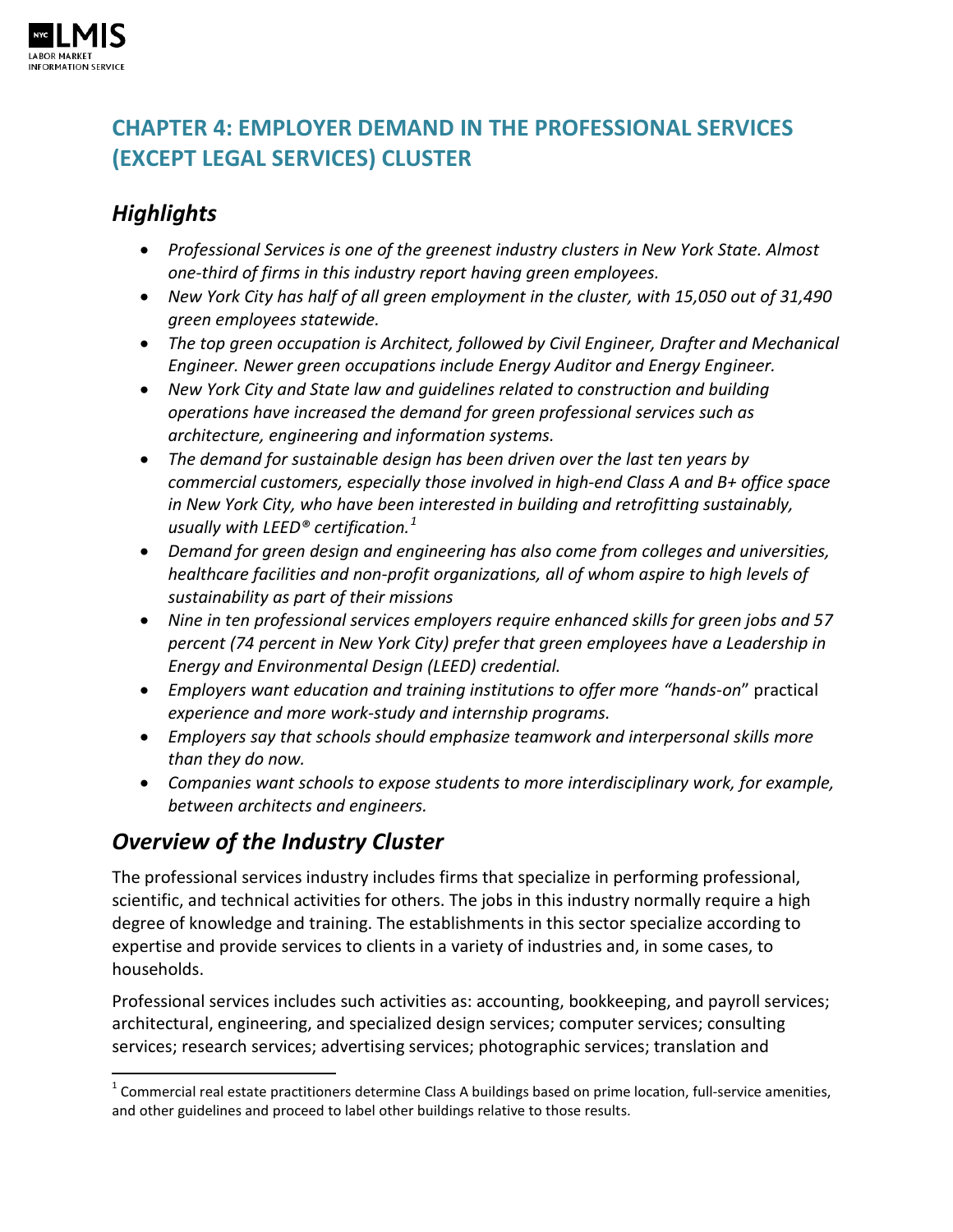# CHAPTER 4: EMPLOYER DEMAND IN THE PROFESSIONAL SERVICES (EXCEPT LEGAL SERVICES) CLUSTER

## *Highlights*

- *Professional Services is one of the greenest industry clusters in New York State. Almost one-third of firms in this industry report having green employees.*
- *New York City has half of all green employment in the cluster, with 15,050 out of 31,490 green employees statewide.*
- *The top green occupation is Architect, followed by Civil Engineer, Drafter and Mechanical Engineer. Newer green occupations include Energy Auditor and Energy Engineer.*
- *New York City and State law and guidelines related to construction and building operations have increased the demand for green professional services such as architecture, engineering and information systems.*
- *The demand for sustainable design has been driven over the last ten years by commercial customers, especially those involved in high-end Class A and B+ office space in New York City, who have been interested in building and retrofitting sustainably, usually with LEED® certification.*[1]
- *Demand for green design and engineering has also come from colleges and universities, healthcare facilities and non-profit organizations, all of whom aspire to high levels of sustainability as part of their missions*
- *Nine in ten professional services employers require enhanced skills for green jobs and 57 percent (74 percent in New York City) prefer that green employees have a Leadership in Energy and Environmental Design (LEED) credential.*
- *Employers want education and training institutions to offer more "hands-on"* practical *experience and more work-study and internship programs.*
- *Employers say that schools should emphasize teamwork and interpersonal skills more than they do now.*
- *Companies want schools to expose students to more interdisciplinary work, for example, between architects and engineers.*

## *Overview of the Industry Cluster*

The professional services industry includes firms that specialize in performing professional, scientific, and technical activities for others. The jobs in this industry normally require a high degree of knowledge and training. The establishments in this sector specialize according to expertise and provide services to clients in a variety of industries and, in some cases, to households.

Professional services includes such activities as: accounting, bookkeeping, and payroll services; architectural, engineering, and specialized design services; computer services; consulting services; research services; advertising services; photographic services; translation and

[1] Commercial real estate practitioners determine Class A buildings based on prime location, full-service amenities, and other guidelines and proceed to label other buildings relative to those results.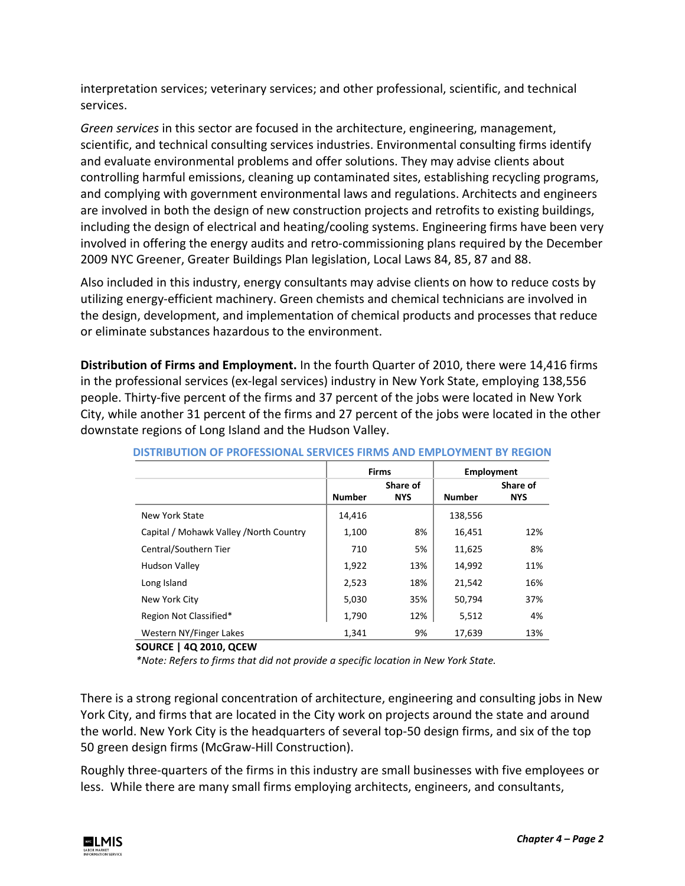interpretation services; veterinary services; and other professional, scientific, and technical services.

*Green services* in this sector are focused in the architecture, engineering, management, scientific, and technical consulting services industries. Environmental consulting firms identify and evaluate environmental problems and offer solutions. They may advise clients about controlling harmful emissions, cleaning up contaminated sites, establishing recycling programs, and complying with government environmental laws and regulations. Architects and engineers are involved in both the design of new construction projects and retrofits to existing buildings, including the design of electrical and heating/cooling systems. Engineering firms have been very involved in offering the energy audits and retro-commissioning plans required by the December 2009 NYC Greener, Greater Buildings Plan legislation, Local Laws 84, 85, 87 and 88.

Also included in this industry, energy consultants may advise clients on how to reduce costs by utilizing energy-efficient machinery. Green chemists and chemical technicians are involved in the design, development, and implementation of chemical products and processes that reduce or eliminate substances hazardous to the environment.

**Distribution of Firms and Employment.** In the fourth Quarter of 2010, there were 14,416 firms in the professional services (ex-legal services) industry in New York State, employing 138,556 people. Thirty-five percent of the firms and 37 percent of the jobs were located in New York City, while another 31 percent of the firms and 27 percent of the jobs were located in the other downstate regions of Long Island and the Hudson Valley.

**DISTRIBUTION OF PROFESSIONAL SERVICES FIRMS AND EMPLOYMENT BY REGION**

| | Firms | | Employment | |
|---|---|---|---|---|
| | Number | Share of NYS | Number | Share of NYS |
| New York State | 14,416 | | 138,556 | |
| Capital / Mohawk Valley /North Country | 1,100 | 8% | 16,451 | 12% |
| Central/Southern Tier | 710 | 5% | 11,625 | 8% |
| Hudson Valley | 1,922 | 13% | 14,992 | 11% |
| Long Island | 2,523 | 18% | 21,542 | 16% |
| New York City | 5,030 | 35% | 50,794 | 37% |
| Region Not Classified* | 1,790 | 12% | 5,512 | 4% |
| Western NY/Finger Lakes | 1,341 | 9% | 17,639 | 13% |

**SOURCE | 4Q 2010, QCEW**

*\*Note: Refers to firms that did not provide a specific location in New York State.*

There is a strong regional concentration of architecture, engineering and consulting jobs in New York City, and firms that are located in the City work on projects around the state and around the world. New York City is the headquarters of several top-50 design firms, and six of the top 50 green design firms (McGraw-Hill Construction).

Roughly three-quarters of the firms in this industry are small businesses with five employees or less. While there are many small firms employing architects, engineers, and consultants,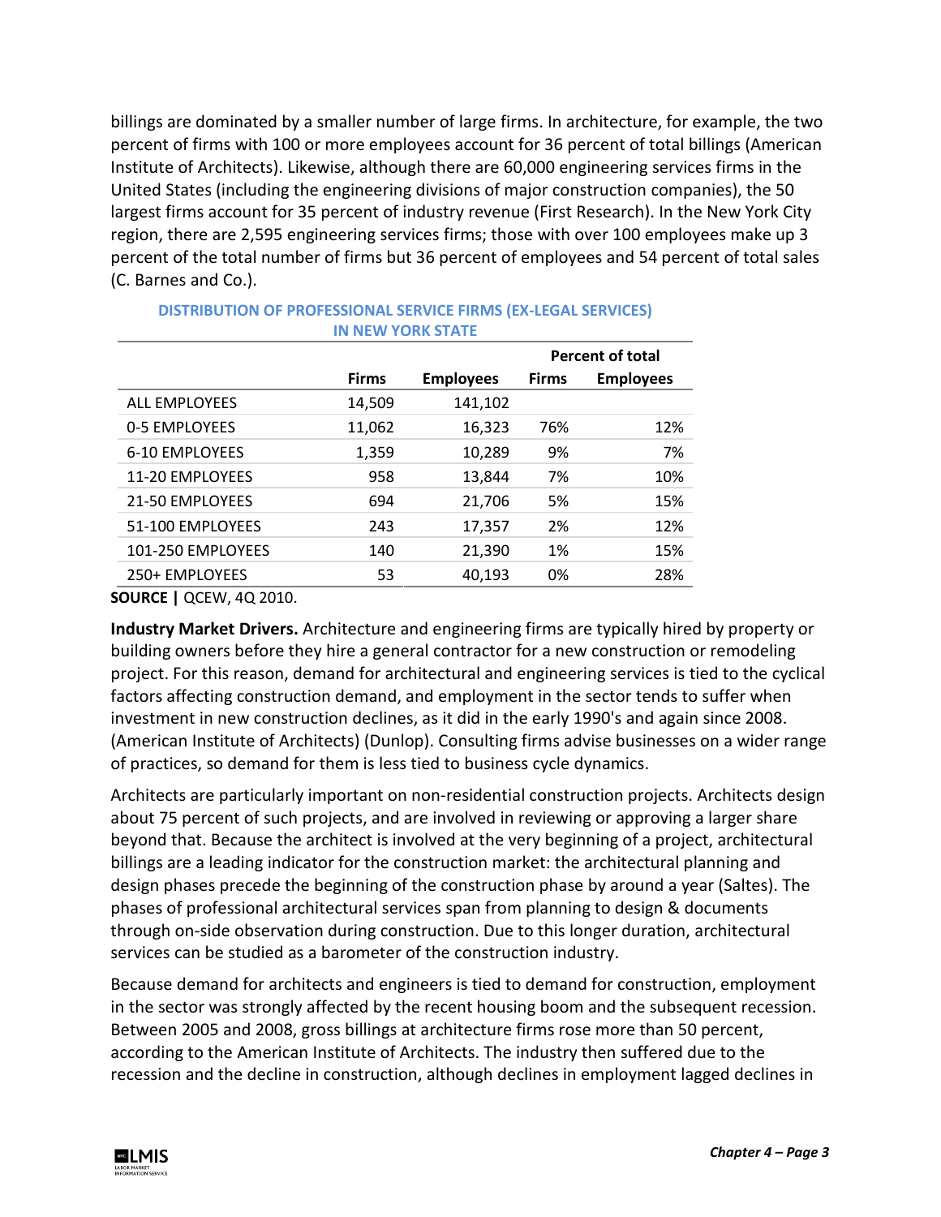billings are dominated by a smaller number of large firms. In architecture, for example, the two percent of firms with 100 or more employees account for 36 percent of total billings (American Institute of Architects). Likewise, although there are 60,000 engineering services firms in the United States (including the engineering divisions of major construction companies), the 50 largest firms account for 35 percent of industry revenue (First Research). In the New York City region, there are 2,595 engineering services firms; those with over 100 employees make up 3 percent of the total number of firms but 36 percent of employees and 54 percent of total sales (C. Barnes and Co.).

**DISTRIBUTION OF PROFESSIONAL SERVICE FIRMS (EX-LEGAL SERVICES) IN NEW YORK STATE**

| | | | Percent of total | |
|---|---|---|---|---|
| | **Firms** | **Employees** | **Firms** | **Employees** |
| ALL EMPLOYEES | 14,509 | 141,102 | | |
| 0-5 EMPLOYEES | 11,062 | 16,323 | 76% | 12% |
| 6-10 EMPLOYEES | 1,359 | 10,289 | 9% | 7% |
| 11-20 EMPLOYEES | 958 | 13,844 | 7% | 10% |
| 21-50 EMPLOYEES | 694 | 21,706 | 5% | 15% |
| 51-100 EMPLOYEES | 243 | 17,357 | 2% | 12% |
| 101-250 EMPLOYEES | 140 | 21,390 | 1% | 15% |
| 250+ EMPLOYEES | 53 | 40,193 | 0% | 28% |

**SOURCE |** QCEW, 4Q 2010.

**Industry Market Drivers.** Architecture and engineering firms are typically hired by property or building owners before they hire a general contractor for a new construction or remodeling project. For this reason, demand for architectural and engineering services is tied to the cyclical factors affecting construction demand, and employment in the sector tends to suffer when investment in new construction declines, as it did in the early 1990's and again since 2008. (American Institute of Architects) (Dunlop). Consulting firms advise businesses on a wider range of practices, so demand for them is less tied to business cycle dynamics.

Architects are particularly important on non-residential construction projects. Architects design about 75 percent of such projects, and are involved in reviewing or approving a larger share beyond that. Because the architect is involved at the very beginning of a project, architectural billings are a leading indicator for the construction market: the architectural planning and design phases precede the beginning of the construction phase by around a year (Saltes). The phases of professional architectural services span from planning to design & documents through on-side observation during construction. Due to this longer duration, architectural services can be studied as a barometer of the construction industry.

Because demand for architects and engineers is tied to demand for construction, employment in the sector was strongly affected by the recent housing boom and the subsequent recession. Between 2005 and 2008, gross billings at architecture firms rose more than 50 percent, according to the American Institute of Architects. The industry then suffered due to the recession and the decline in construction, although declines in employment lagged declines in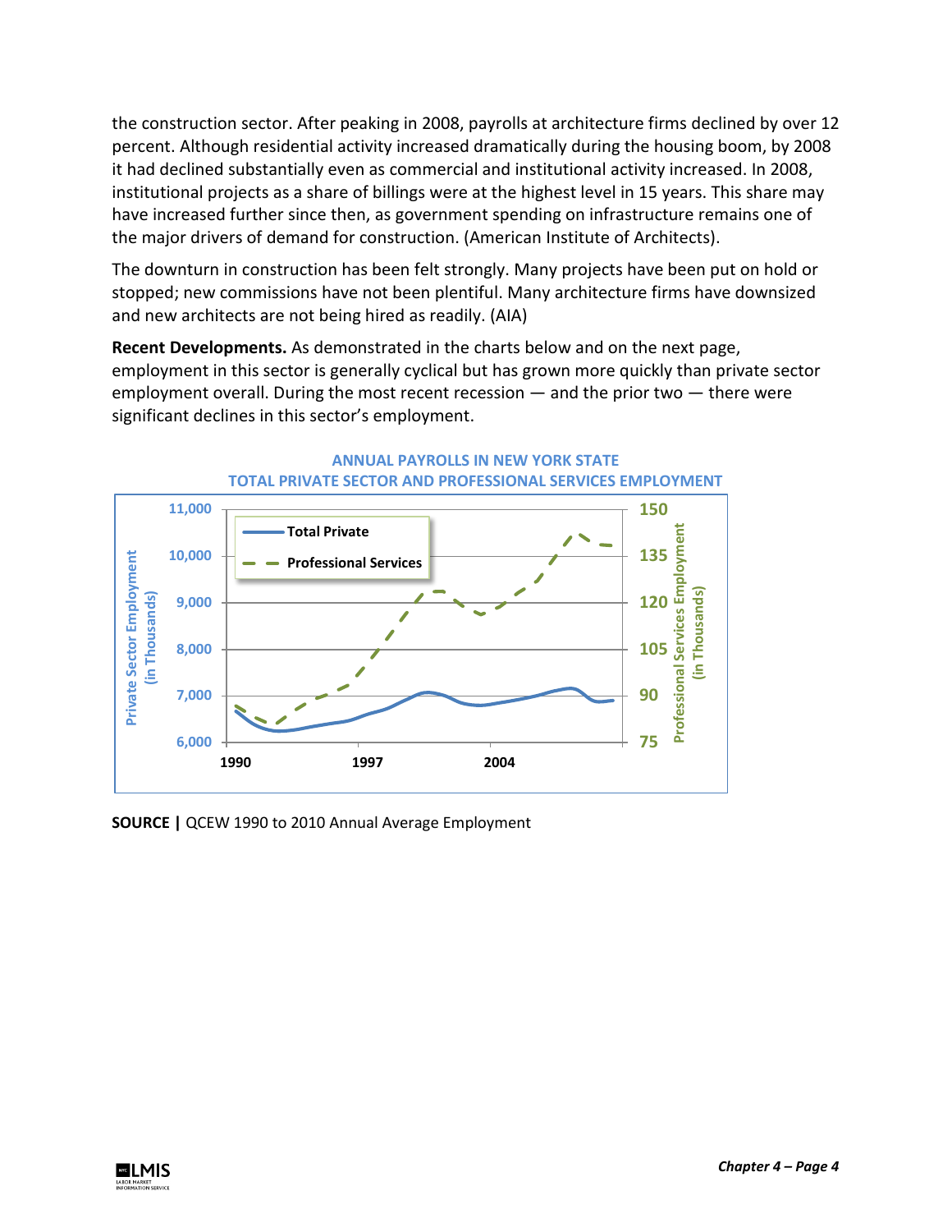the construction sector. After peaking in 2008, payrolls at architecture firms declined by over 12 percent. Although residential activity increased dramatically during the housing boom, by 2008 it had declined substantially even as commercial and institutional activity increased. In 2008, institutional projects as a share of billings were at the highest level in 15 years. This share may have increased further since then, as government spending on infrastructure remains one of the major drivers of demand for construction. (American Institute of Architects).

The downturn in construction has been felt strongly. Many projects have been put on hold or stopped; new commissions have not been plentiful. Many architecture firms have downsized and new architects are not being hired as readily. (AIA)

**Recent Developments.** As demonstrated in the charts below and on the next page, employment in this sector is generally cyclical but has grown more quickly than private sector employment overall. During the most recent recession — and the prior two — there were significant declines in this sector's employment.

ANNUAL PAYROLLS IN NEW YORK STATE
TOTAL PRIVATE SECTOR AND PROFESSIONAL SERVICES EMPLOYMENT

**SOURCE |** QCEW 1990 to 2010 Annual Average Employment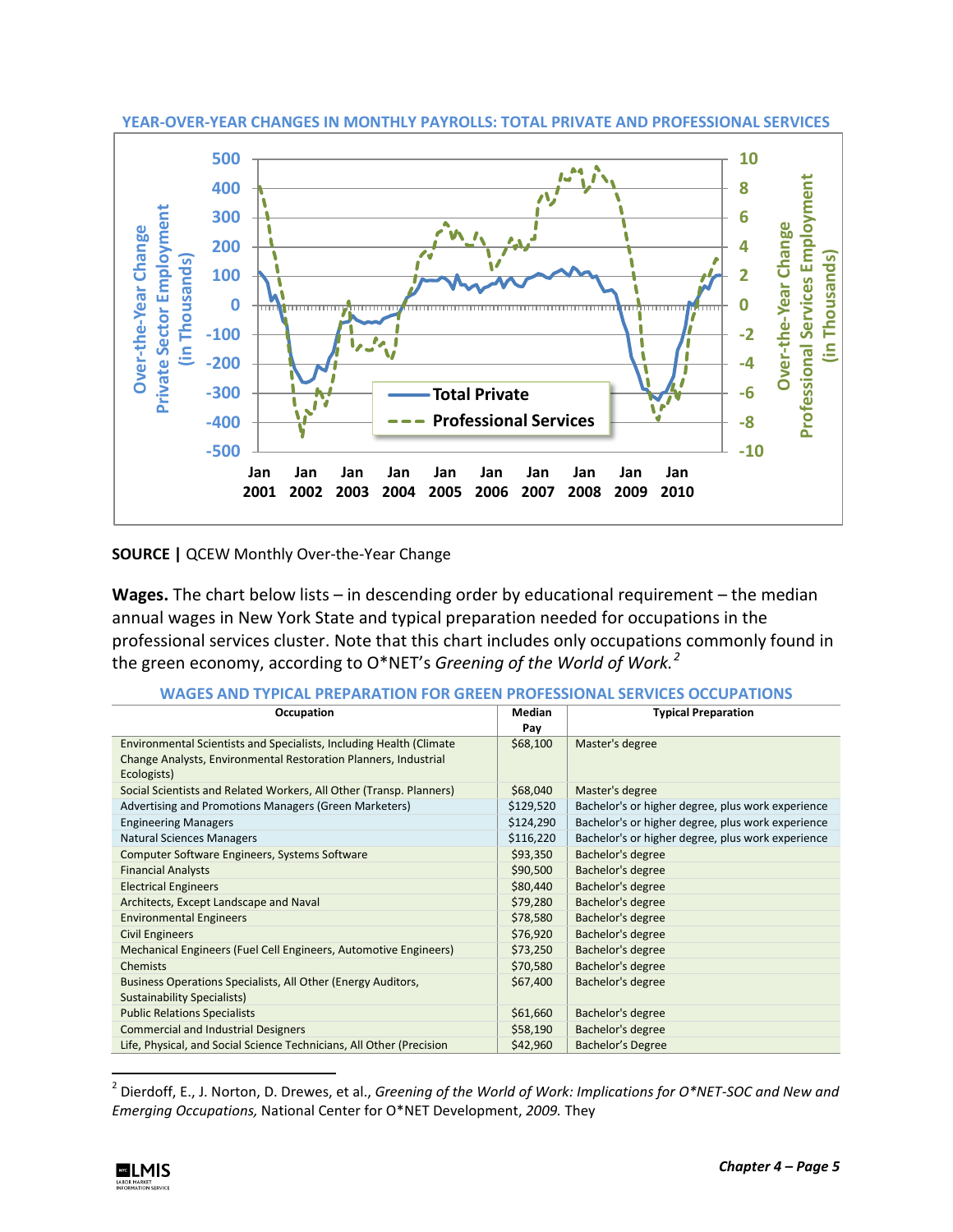**YEAR-OVER-YEAR CHANGES IN MONTHLY PAYROLLS: TOTAL PRIVATE AND PROFESSIONAL SERVICES**

**SOURCE |** QCEW Monthly Over-the-Year Change

**Wages.** The chart below lists – in descending order by educational requirement – the median annual wages in New York State and typical preparation needed for occupations in the professional services cluster. Note that this chart includes only occupations commonly found in the green economy, according to O*NET's *Greening of the World of Work.*[2]

**WAGES AND TYPICAL PREPARATION FOR GREEN PROFESSIONAL SERVICES OCCUPATIONS**

| Occupation | Median Pay | Typical Preparation |
|---|---|---|
| Environmental Scientists and Specialists, Including Health (Climate Change Analysts, Environmental Restoration Planners, Industrial Ecologists) | $68,100 | Master's degree |
| Social Scientists and Related Workers, All Other (Transp. Planners) | $68,040 | Master's degree |
| Advertising and Promotions Managers (Green Marketers) | $129,520 | Bachelor's or higher degree, plus work experience |
| Engineering Managers | $124,290 | Bachelor's or higher degree, plus work experience |
| Natural Sciences Managers | $116,220 | Bachelor's or higher degree, plus work experience |
| Computer Software Engineers, Systems Software | $93,350 | Bachelor's degree |
| Financial Analysts | $90,500 | Bachelor's degree |
| Electrical Engineers | $80,440 | Bachelor's degree |
| Architects, Except Landscape and Naval | $79,280 | Bachelor's degree |
| Environmental Engineers | $78,580 | Bachelor's degree |
| Civil Engineers | $76,920 | Bachelor's degree |
| Mechanical Engineers (Fuel Cell Engineers, Automotive Engineers) | $73,250 | Bachelor's degree |
| Chemists | $70,580 | Bachelor's degree |
| Business Operations Specialists, All Other (Energy Auditors, Sustainability Specialists) | $67,400 | Bachelor's degree |
| Public Relations Specialists | $61,660 | Bachelor's degree |
| Commercial and Industrial Designers | $58,190 | Bachelor's degree |
| Life, Physical, and Social Science Technicians, All Other (Precision | $42,960 | Bachelor's Degree |

[2] Dierdorff, E., J. Norton, D. Drewes, et al., *Greening of the World of Work: Implications for O*NET-SOC and New and Emerging Occupations,* National Center for O*NET Development, *2009.* They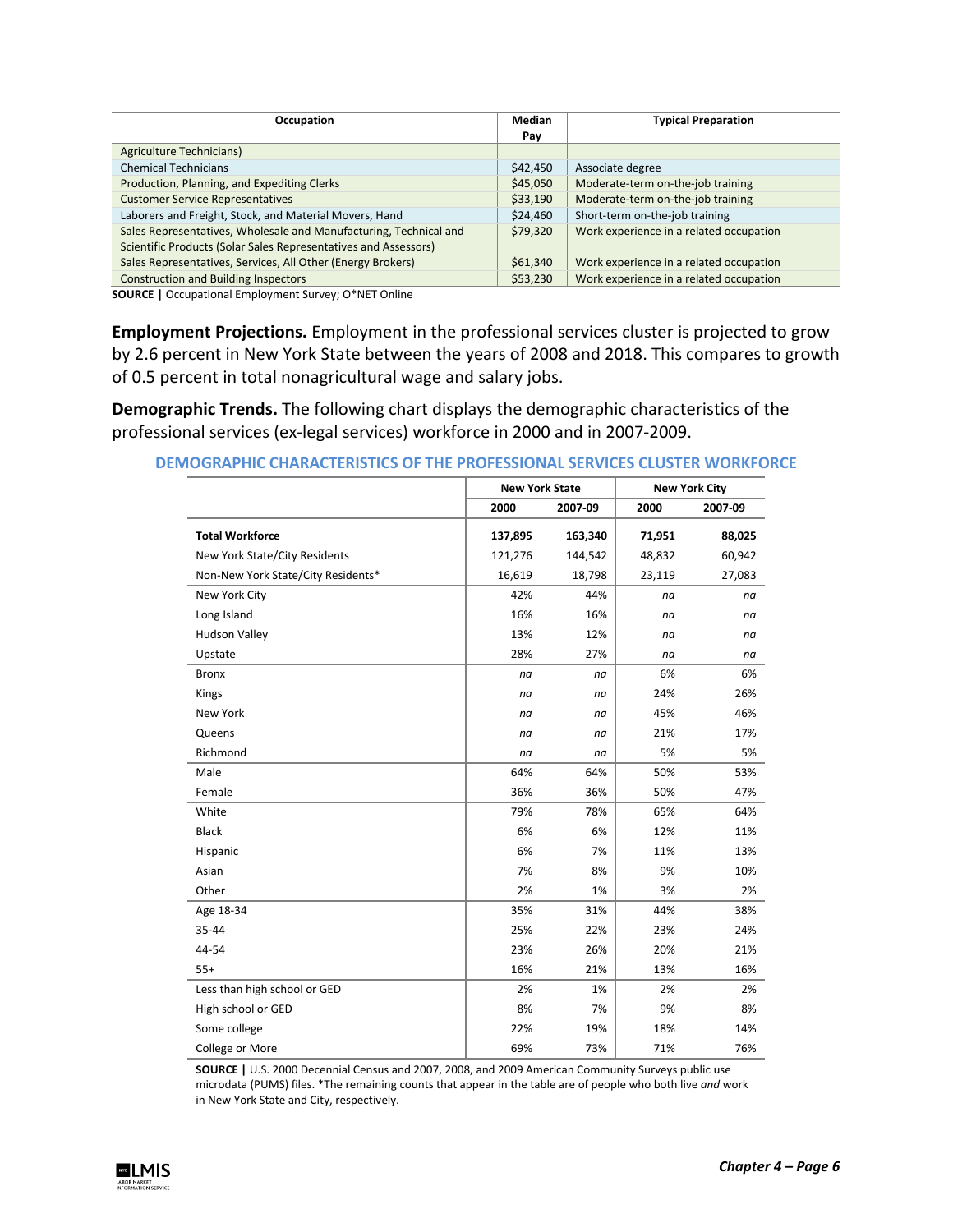| Occupation | Median Pay | Typical Preparation |
|---|---|---|
| Agriculture Technicians) | | |
| Chemical Technicians | $42,450 | Associate degree |
| Production, Planning, and Expediting Clerks | $45,050 | Moderate-term on-the-job training |
| Customer Service Representatives | $33,190 | Moderate-term on-the-job training |
| Laborers and Freight, Stock, and Material Movers, Hand | $24,460 | Short-term on-the-job training |
| Sales Representatives, Wholesale and Manufacturing, Technical and Scientific Products (Solar Sales Representatives and Assessors) | $79,320 | Work experience in a related occupation |
| Sales Representatives, Services, All Other (Energy Brokers) | $61,340 | Work experience in a related occupation |
| Construction and Building Inspectors | $53,230 | Work experience in a related occupation |

**SOURCE |** Occupational Employment Survey; O*NET Online

**Employment Projections.** Employment in the professional services cluster is projected to grow by 2.6 percent in New York State between the years of 2008 and 2018. This compares to growth of 0.5 percent in total nonagricultural wage and salary jobs.

**Demographic Trends.** The following chart displays the demographic characteristics of the professional services (ex-legal services) workforce in 2000 and in 2007-2009.

## DEMOGRAPHIC CHARACTERISTICS OF THE PROFESSIONAL SERVICES CLUSTER WORKFORCE

| | New York State | | New York City | |
|---|---|---|---|---|
| | 2000 | 2007-09 | 2000 | 2007-09 |
| **Total Workforce** | **137,895** | **163,340** | **71,951** | **88,025** |
| New York State/City Residents | 121,276 | 144,542 | 48,832 | 60,942 |
| Non-New York State/City Residents* | 16,619 | 18,798 | 23,119 | 27,083 |
| New York City | 42% | 44% | *na* | *na* |
| Long Island | 16% | 16% | *na* | *na* |
| Hudson Valley | 13% | 12% | *na* | *na* |
| Upstate | 28% | 27% | *na* | *na* |
| Bronx | *na* | *na* | 6% | 6% |
| Kings | *na* | *na* | 24% | 26% |
| New York | *na* | *na* | 45% | 46% |
| Queens | *na* | *na* | 21% | 17% |
| Richmond | *na* | *na* | 5% | 5% |
| Male | 64% | 64% | 50% | 53% |
| Female | 36% | 36% | 50% | 47% |
| White | 79% | 78% | 65% | 64% |
| Black | 6% | 6% | 12% | 11% |
| Hispanic | 6% | 7% | 11% | 13% |
| Asian | 7% | 8% | 9% | 10% |
| Other | 2% | 1% | 3% | 2% |
| Age 18-34 | 35% | 31% | 44% | 38% |
| 35-44 | 25% | 22% | 23% | 24% |
| 44-54 | 23% | 26% | 20% | 21% |
| 55+ | 16% | 21% | 13% | 16% |
| Less than high school or GED | 2% | 1% | 2% | 2% |
| High school or GED | 8% | 7% | 9% | 8% |
| Some college | 22% | 19% | 18% | 14% |
| College or More | 69% | 73% | 71% | 76% |

**SOURCE |** U.S. 2000 Decennial Census and 2007, 2008, and 2009 American Community Surveys public use microdata (PUMS) files. *The remaining counts that appear in the table are of people who both live *and* work in New York State and City, respectively.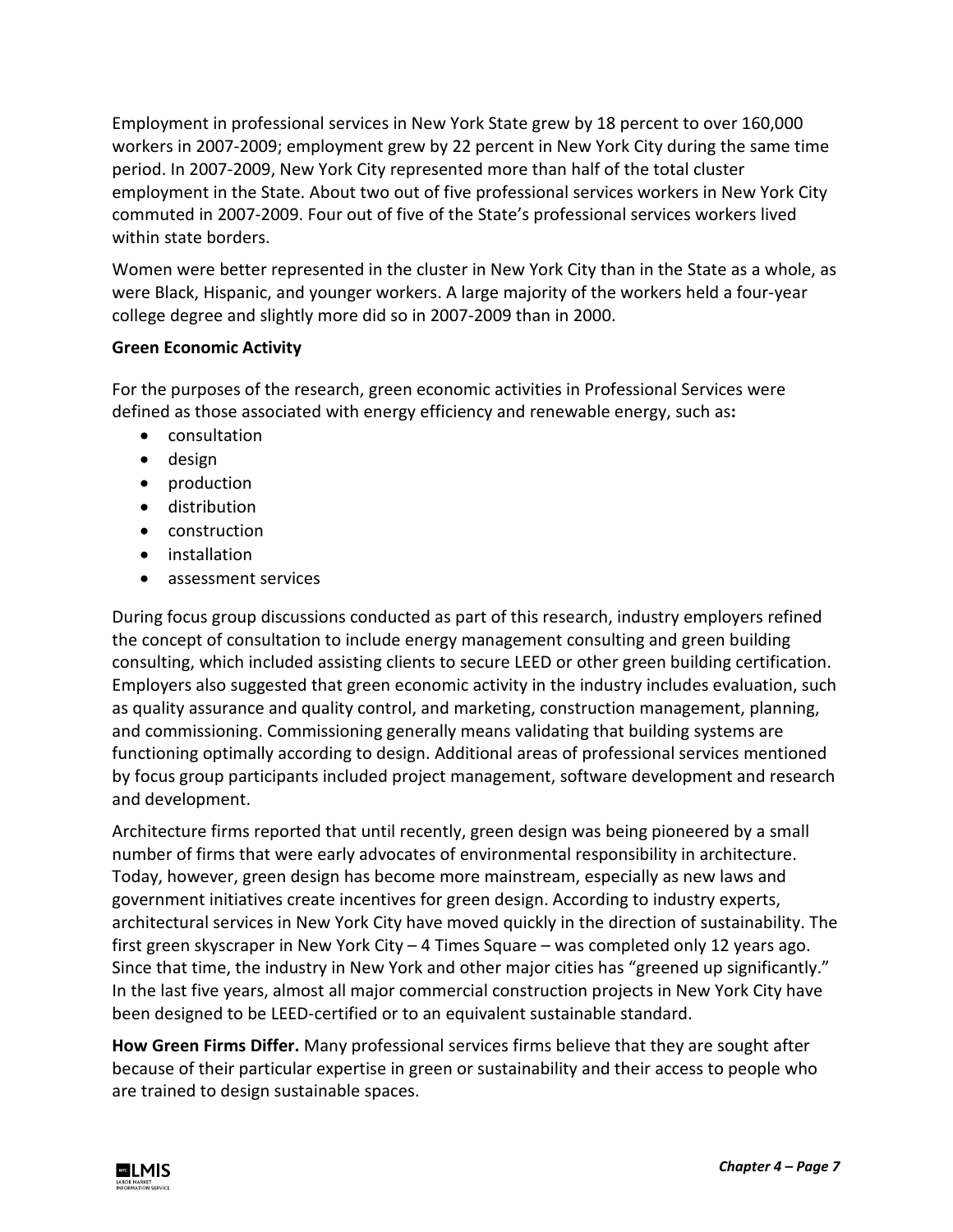Employment in professional services in New York State grew by 18 percent to over 160,000 workers in 2007-2009; employment grew by 22 percent in New York City during the same time period. In 2007-2009, New York City represented more than half of the total cluster employment in the State. About two out of five professional services workers in New York City commuted in 2007-2009. Four out of five of the State's professional services workers lived within state borders.

Women were better represented in the cluster in New York City than in the State as a whole, as were Black, Hispanic, and younger workers. A large majority of the workers held a four-year college degree and slightly more did so in 2007-2009 than in 2000.

**Green Economic Activity**

For the purposes of the research, green economic activities in Professional Services were defined as those associated with energy efficiency and renewable energy, such as**:**

- consultation
- design
- production
- distribution
- construction
- installation
- assessment services

During focus group discussions conducted as part of this research, industry employers refined the concept of consultation to include energy management consulting and green building consulting, which included assisting clients to secure LEED or other green building certification. Employers also suggested that green economic activity in the industry includes evaluation, such as quality assurance and quality control, and marketing, construction management, planning, and commissioning. Commissioning generally means validating that building systems are functioning optimally according to design. Additional areas of professional services mentioned by focus group participants included project management, software development and research and development.

Architecture firms reported that until recently, green design was being pioneered by a small number of firms that were early advocates of environmental responsibility in architecture. Today, however, green design has become more mainstream, especially as new laws and government initiatives create incentives for green design. According to industry experts, architectural services in New York City have moved quickly in the direction of sustainability. The first green skyscraper in New York City – 4 Times Square – was completed only 12 years ago. Since that time, the industry in New York and other major cities has "greened up significantly." In the last five years, almost all major commercial construction projects in New York City have been designed to be LEED-certified or to an equivalent sustainable standard.

**How Green Firms Differ.** Many professional services firms believe that they are sought after because of their particular expertise in green or sustainability and their access to people who are trained to design sustainable spaces.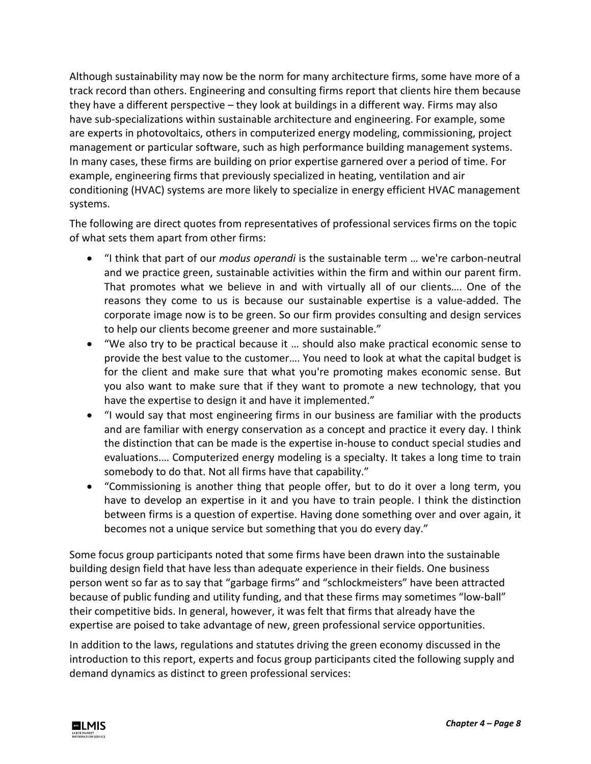Although sustainability may now be the norm for many architecture firms, some have more of a track record than others. Engineering and consulting firms report that clients hire them because they have a different perspective – they look at buildings in a different way. Firms may also have sub-specializations within sustainable architecture and engineering. For example, some are experts in photovoltaics, others in computerized energy modeling, commissioning, project management or particular software, such as high performance building management systems. In many cases, these firms are building on prior expertise garnered over a period of time. For example, engineering firms that previously specialized in heating, ventilation and air conditioning (HVAC) systems are more likely to specialize in energy efficient HVAC management systems.

The following are direct quotes from representatives of professional services firms on the topic of what sets them apart from other firms:

- "I think that part of our *modus operandi* is the sustainable term … we're carbon-neutral and we practice green, sustainable activities within the firm and within our parent firm. That promotes what we believe in and with virtually all of our clients…. One of the reasons they come to us is because our sustainable expertise is a value-added. The corporate image now is to be green. So our firm provides consulting and design services to help our clients become greener and more sustainable."
- "We also try to be practical because it … should also make practical economic sense to provide the best value to the customer…. You need to look at what the capital budget is for the client and make sure that what you're promoting makes economic sense. But you also want to make sure that if they want to promote a new technology, that you have the expertise to design it and have it implemented."
- "I would say that most engineering firms in our business are familiar with the products and are familiar with energy conservation as a concept and practice it every day. I think the distinction that can be made is the expertise in-house to conduct special studies and evaluations.… Computerized energy modeling is a specialty. It takes a long time to train somebody to do that. Not all firms have that capability."
- "Commissioning is another thing that people offer, but to do it over a long term, you have to develop an expertise in it and you have to train people. I think the distinction between firms is a question of expertise. Having done something over and over again, it becomes not a unique service but something that you do every day."

Some focus group participants noted that some firms have been drawn into the sustainable building design field that have less than adequate experience in their fields. One business person went so far as to say that "garbage firms" and "schlockmeisters" have been attracted because of public funding and utility funding, and that these firms may sometimes "low-ball" their competitive bids. In general, however, it was felt that firms that already have the expertise are poised to take advantage of new, green professional service opportunities.

In addition to the laws, regulations and statutes driving the green economy discussed in the introduction to this report, experts and focus group participants cited the following supply and demand dynamics as distinct to green professional services: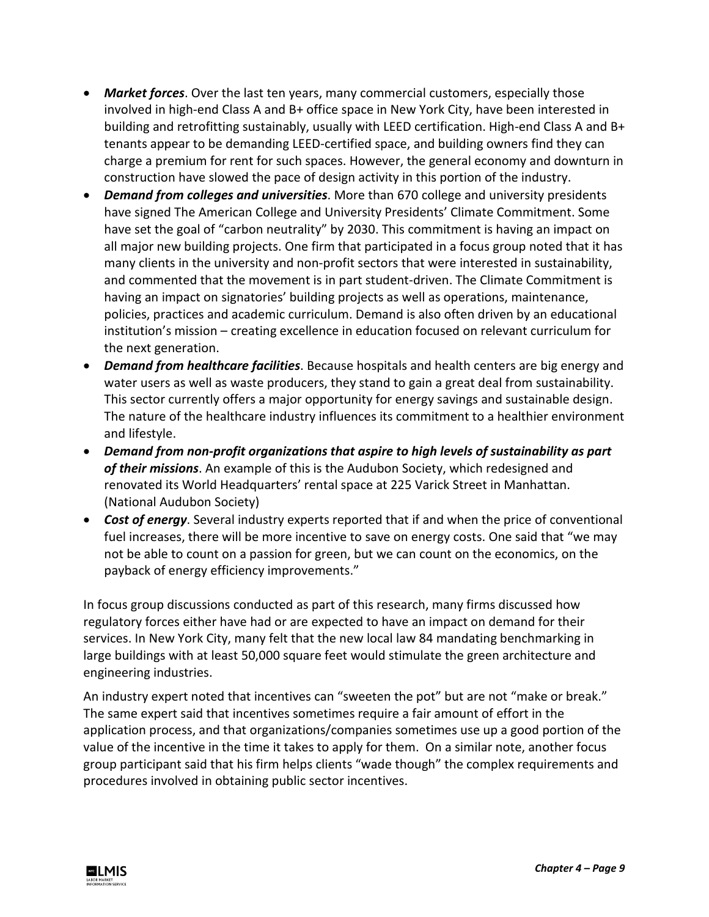- ***Market forces***. Over the last ten years, many commercial customers, especially those involved in high-end Class A and B+ office space in New York City, have been interested in building and retrofitting sustainably, usually with LEED certification. High-end Class A and B+ tenants appear to be demanding LEED-certified space, and building owners find they can charge a premium for rent for such spaces. However, the general economy and downturn in construction have slowed the pace of design activity in this portion of the industry.
- ***Demand from colleges and universities***. More than 670 college and university presidents have signed The American College and University Presidents' Climate Commitment. Some have set the goal of "carbon neutrality" by 2030. This commitment is having an impact on all major new building projects. One firm that participated in a focus group noted that it has many clients in the university and non-profit sectors that were interested in sustainability, and commented that the movement is in part student-driven. The Climate Commitment is having an impact on signatories' building projects as well as operations, maintenance, policies, practices and academic curriculum. Demand is also often driven by an educational institution's mission – creating excellence in education focused on relevant curriculum for the next generation.
- ***Demand from healthcare facilities***. Because hospitals and health centers are big energy and water users as well as waste producers, they stand to gain a great deal from sustainability. This sector currently offers a major opportunity for energy savings and sustainable design. The nature of the healthcare industry influences its commitment to a healthier environment and lifestyle.
- ***Demand from non-profit organizations that aspire to high levels of sustainability as part of their missions***. An example of this is the Audubon Society, which redesigned and renovated its World Headquarters' rental space at 225 Varick Street in Manhattan. (National Audubon Society)
- ***Cost of energy***. Several industry experts reported that if and when the price of conventional fuel increases, there will be more incentive to save on energy costs. One said that "we may not be able to count on a passion for green, but we can count on the economics, on the payback of energy efficiency improvements."

In focus group discussions conducted as part of this research, many firms discussed how regulatory forces either have had or are expected to have an impact on demand for their services. In New York City, many felt that the new local law 84 mandating benchmarking in large buildings with at least 50,000 square feet would stimulate the green architecture and engineering industries.

An industry expert noted that incentives can "sweeten the pot" but are not "make or break." The same expert said that incentives sometimes require a fair amount of effort in the application process, and that organizations/companies sometimes use up a good portion of the value of the incentive in the time it takes to apply for them. On a similar note, another focus group participant said that his firm helps clients "wade though" the complex requirements and procedures involved in obtaining public sector incentives.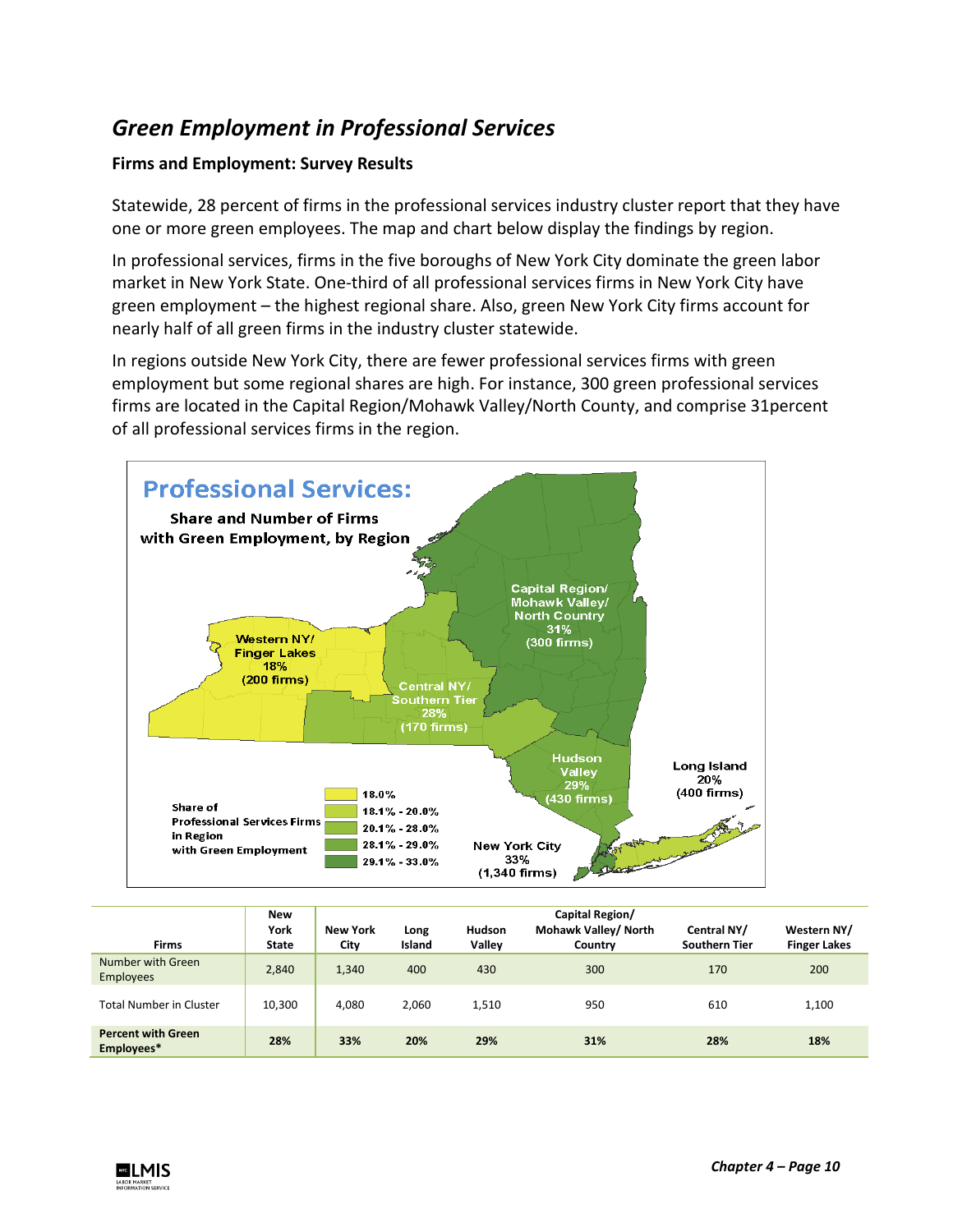## *Green Employment in Professional Services*

### Firms and Employment: Survey Results

Statewide, 28 percent of firms in the professional services industry cluster report that they have one or more green employees. The map and chart below display the findings by region.

In professional services, firms in the five boroughs of New York City dominate the green labor market in New York State. One-third of all professional services firms in New York City have green employment – the highest regional share. Also, green New York City firms account for nearly half of all green firms in the industry cluster statewide.

In regions outside New York City, there are fewer professional services firms with green employment but some regional shares are high. For instance, 300 green professional services firms are located in the Capital Region/Mohawk Valley/North County, and comprise 31percent of all professional services firms in the region.

**Professional Services: Share and Number of Firms with Green Employment, by Region**

| Region | Share | Number of firms |
|---|---|---|
| Western NY/ Finger Lakes | 18% | 200 firms |
| Central NY/ Southern Tier | 28% | 170 firms |
| Capital Region/ Mohawk Valley/ North Country | 31% | 300 firms |
| Hudson Valley | 29% | 430 firms |
| Long Island | 20% | 400 firms |
| New York City | 33% | 1,340 firms |

Share of Professional Services Firms in Region with Green Employment: 18.0%; 18.1% - 20.0%; 20.1% - 28.0%; 28.1% - 29.0%; 29.1% - 33.0%

| Firms | New York State | New York City | Long Island | Hudson Valley | Capital Region/ Mohawk Valley/ North Country | Central NY/ Southern Tier | Western NY/ Finger Lakes |
|---|---|---|---|---|---|---|---|
| Number with Green Employees | 2,840 | 1,340 | 400 | 430 | 300 | 170 | 200 |
| Total Number in Cluster | 10,300 | 4,080 | 2,060 | 1,510 | 950 | 610 | 1,100 |
| **Percent with Green Employees*** | **28%** | **33%** | **20%** | **29%** | **31%** | **28%** | **18%** |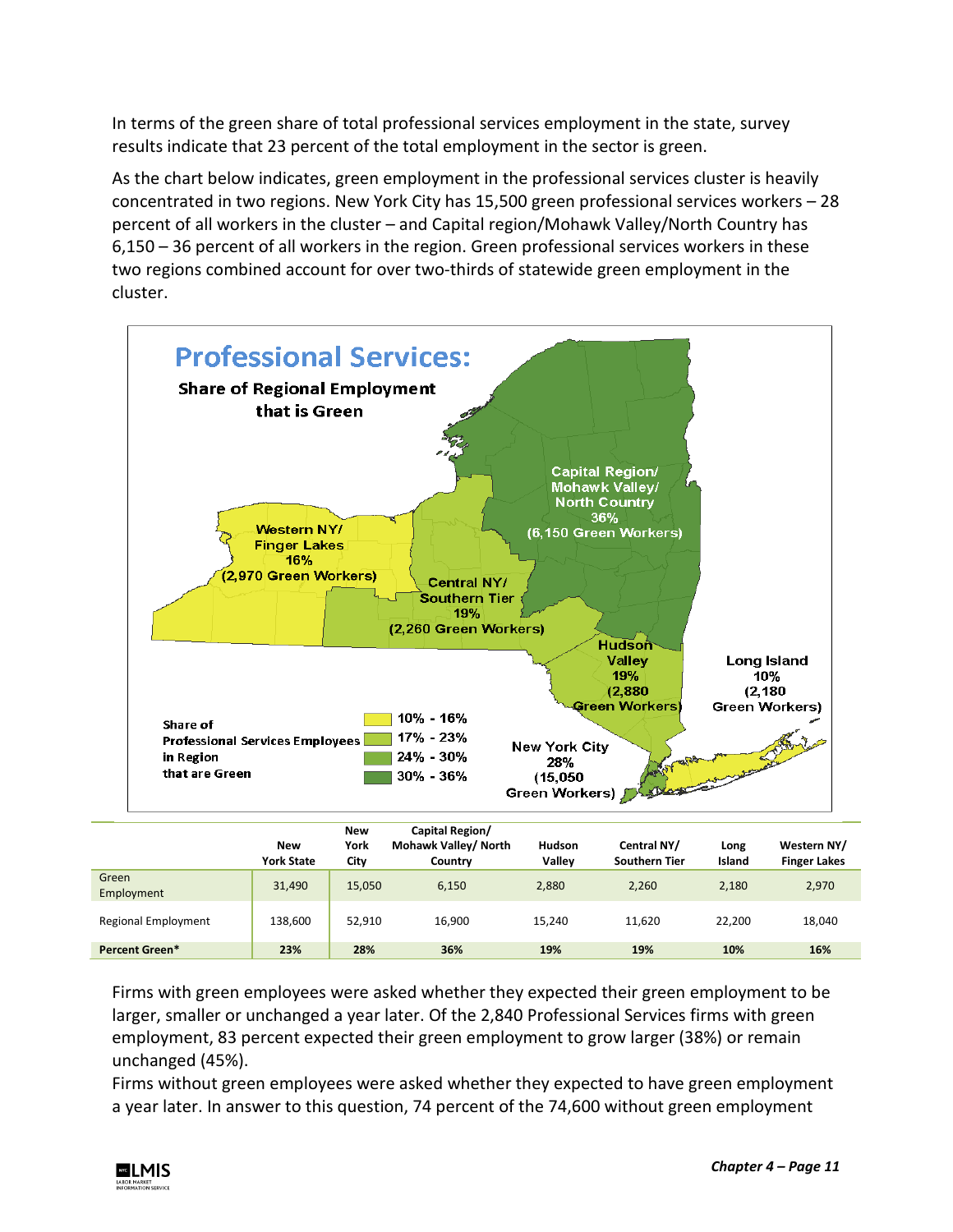In terms of the green share of total professional services employment in the state, survey results indicate that 23 percent of the total employment in the sector is green.

As the chart below indicates, green employment in the professional services cluster is heavily concentrated in two regions. New York City has 15,500 green professional services workers – 28 percent of all workers in the cluster – and Capital region/Mohawk Valley/North Country has 6,150 – 36 percent of all workers in the region. Green professional services workers in these two regions combined account for over two-thirds of statewide green employment in the cluster.

**Professional Services: Share of Regional Employment that is Green**

Share of Professional Services Employees in Region that are Green: 10% - 16%; 17% - 23%; 24% - 30%; 30% - 36%

- Capital Region/ Mohawk Valley/ North Country 36% (6,150 Green Workers)
- Western NY/ Finger Lakes 16% (2,970 Green Workers)
- Central NY/ Southern Tier 19% (2,260 Green Workers)
- Hudson Valley 19% (2,880 Green Workers)
- Long Island 10% (2,180 Green Workers)
- New York City 28% (15,050 Green Workers)

| | New York State | New York City | Capital Region/ Mohawk Valley/ North Country | Hudson Valley | Central NY/ Southern Tier | Long Island | Western NY/ Finger Lakes |
|---|---|---|---|---|---|---|---|
| Green Employment | 31,490 | 15,050 | 6,150 | 2,880 | 2,260 | 2,180 | 2,970 |
| Regional Employment | 138,600 | 52,910 | 16,900 | 15,240 | 11,620 | 22,200 | 18,040 |
| **Percent Green*** | **23%** | **28%** | **36%** | **19%** | **19%** | **10%** | **16%** |

Firms with green employees were asked whether they expected their green employment to be larger, smaller or unchanged a year later. Of the 2,840 Professional Services firms with green employment, 83 percent expected their green employment to grow larger (38%) or remain unchanged (45%).

Firms without green employees were asked whether they expected to have green employment a year later. In answer to this question, 74 percent of the 74,600 without green employment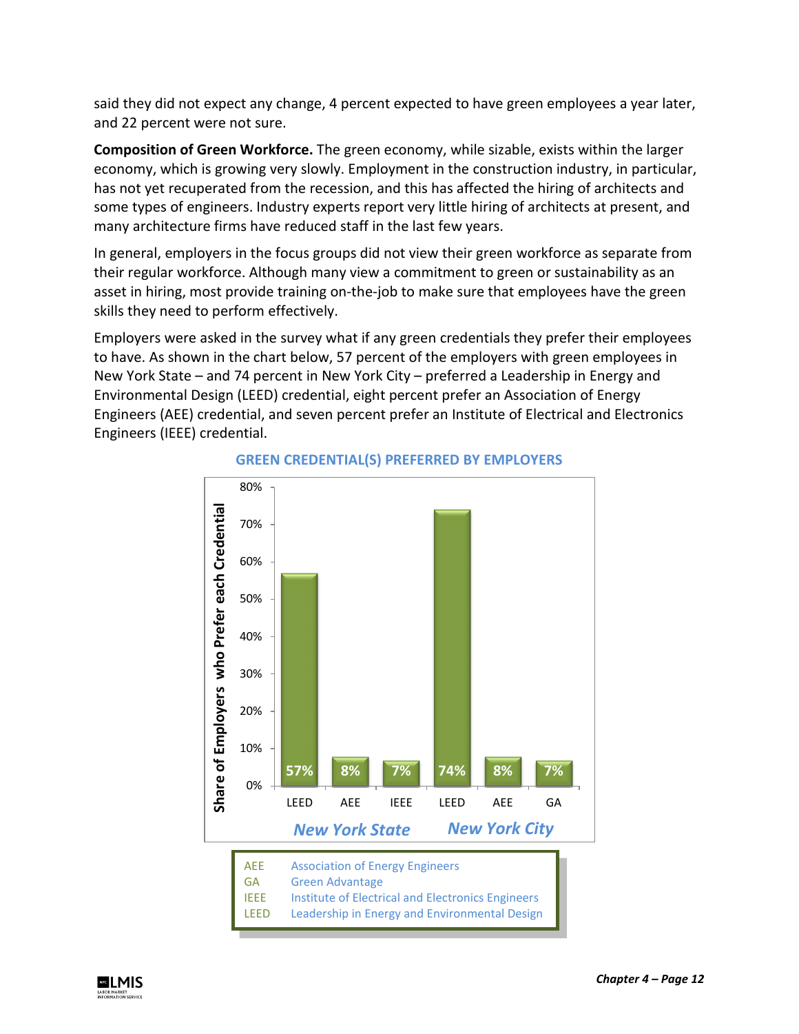said they did not expect any change, 4 percent expected to have green employees a year later, and 22 percent were not sure.

**Composition of Green Workforce.** The green economy, while sizable, exists within the larger economy, which is growing very slowly. Employment in the construction industry, in particular, has not yet recuperated from the recession, and this has affected the hiring of architects and some types of engineers. Industry experts report very little hiring of architects at present, and many architecture firms have reduced staff in the last few years.

In general, employers in the focus groups did not view their green workforce as separate from their regular workforce. Although many view a commitment to green or sustainability as an asset in hiring, most provide training on-the-job to make sure that employees have the green skills they need to perform effectively.

Employers were asked in the survey what if any green credentials they prefer their employees to have. As shown in the chart below, 57 percent of the employers with green employees in New York State – and 74 percent in New York City – preferred a Leadership in Energy and Environmental Design (LEED) credential, eight percent prefer an Association of Energy Engineers (AEE) credential, and seven percent prefer an Institute of Electrical and Electronics Engineers (IEEE) credential.

**GREEN CREDENTIAL(S) PREFERRED BY EMPLOYERS**

Share of Employers who Prefer each Credential

| | New York State | | | New York City | | |
|---|---|---|---|---|---|---|
| Credential | LEED | AEE | IEEE | LEED | AEE | GA |
| Share | 57% | 8% | 7% | 74% | 8% | 7% |

| | |
|---|---|
| AEE | Association of Energy Engineers |
| GA | Green Advantage |
| IEEE | Institute of Electrical and Electronics Engineers |
| LEED | Leadership in Energy and Environmental Design |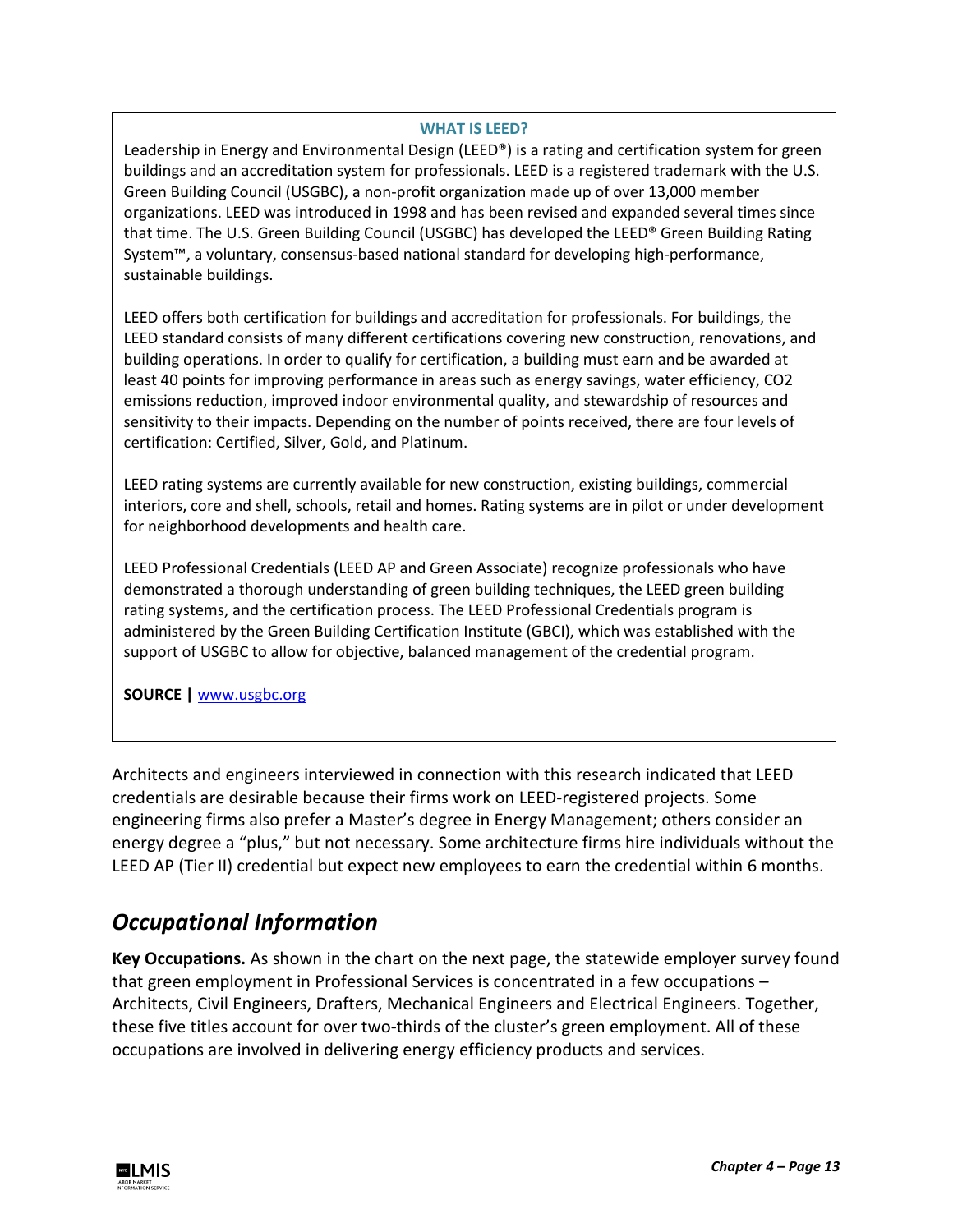**WHAT IS LEED?**

Leadership in Energy and Environmental Design (LEED®) is a rating and certification system for green buildings and an accreditation system for professionals. LEED is a registered trademark with the U.S. Green Building Council (USGBC), a non-profit organization made up of over 13,000 member organizations. LEED was introduced in 1998 and has been revised and expanded several times since that time. The U.S. Green Building Council (USGBC) has developed the LEED® Green Building Rating System™, a voluntary, consensus-based national standard for developing high-performance, sustainable buildings.

LEED offers both certification for buildings and accreditation for professionals. For buildings, the LEED standard consists of many different certifications covering new construction, renovations, and building operations. In order to qualify for certification, a building must earn and be awarded at least 40 points for improving performance in areas such as energy savings, water efficiency, $CO_2$ emissions reduction, improved indoor environmental quality, and stewardship of resources and sensitivity to their impacts. Depending on the number of points received, there are four levels of certification: Certified, Silver, Gold, and Platinum.

LEED rating systems are currently available for new construction, existing buildings, commercial interiors, core and shell, schools, retail and homes. Rating systems are in pilot or under development for neighborhood developments and health care.

LEED Professional Credentials (LEED AP and Green Associate) recognize professionals who have demonstrated a thorough understanding of green building techniques, the LEED green building rating systems, and the certification process. The LEED Professional Credentials program is administered by the Green Building Certification Institute (GBCI), which was established with the support of USGBC to allow for objective, balanced management of the credential program.

**SOURCE |** www.usgbc.org

Architects and engineers interviewed in connection with this research indicated that LEED credentials are desirable because their firms work on LEED-registered projects. Some engineering firms also prefer a Master's degree in Energy Management; others consider an energy degree a "plus," but not necessary. Some architecture firms hire individuals without the LEED AP (Tier II) credential but expect new employees to earn the credential within 6 months.

## *Occupational Information*

**Key Occupations.** As shown in the chart on the next page, the statewide employer survey found that green employment in Professional Services is concentrated in a few occupations – Architects, Civil Engineers, Drafters, Mechanical Engineers and Electrical Engineers. Together, these five titles account for over two-thirds of the cluster's green employment. All of these occupations are involved in delivering energy efficiency products and services.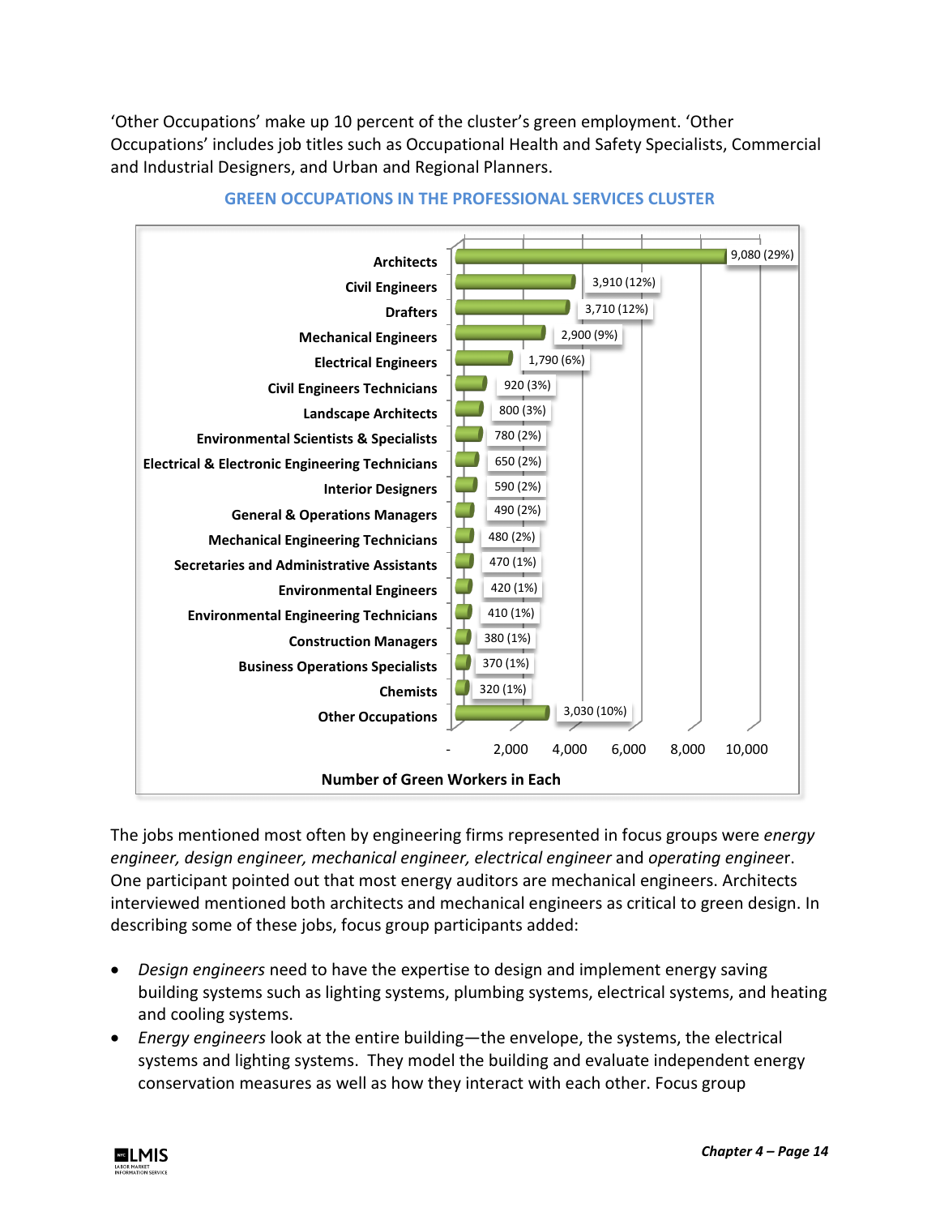'Other Occupations' make up 10 percent of the cluster's green employment. 'Other Occupations' includes job titles such as Occupational Health and Safety Specialists, Commercial and Industrial Designers, and Urban and Regional Planners.

**GREEN OCCUPATIONS IN THE PROFESSIONAL SERVICES CLUSTER**

| Occupation | Number of Green Workers in Each |
|---|---|
| Architects | 9,080 (29%) |
| Civil Engineers | 3,910 (12%) |
| Drafters | 3,710 (12%) |
| Mechanical Engineers | 2,900 (9%) |
| Electrical Engineers | 1,790 (6%) |
| Civil Engineers Technicians | 920 (3%) |
| Landscape Architects | 800 (3%) |
| Environmental Scientists & Specialists | 780 (2%) |
| Electrical & Electronic Engineering Technicians | 650 (2%) |
| Interior Designers | 590 (2%) |
| General & Operations Managers | 490 (2%) |
| Mechanical Engineering Technicians | 480 (2%) |
| Secretaries and Administrative Assistants | 470 (1%) |
| Environmental Engineers | 420 (1%) |
| Environmental Engineering Technicians | 410 (1%) |
| Construction Managers | 380 (1%) |
| Business Operations Specialists | 370 (1%) |
| Chemists | 320 (1%) |
| Other Occupations | 3,030 (10%) |

The jobs mentioned most often by engineering firms represented in focus groups were *energy engineer, design engineer, mechanical engineer, electrical engineer* and *operating engineer*. One participant pointed out that most energy auditors are mechanical engineers. Architects interviewed mentioned both architects and mechanical engineers as critical to green design. In describing some of these jobs, focus group participants added:

- *Design engineers* need to have the expertise to design and implement energy saving building systems such as lighting systems, plumbing systems, electrical systems, and heating and cooling systems.
- *Energy engineers* look at the entire building—the envelope, the systems, the electrical systems and lighting systems. They model the building and evaluate independent energy conservation measures as well as how they interact with each other. Focus group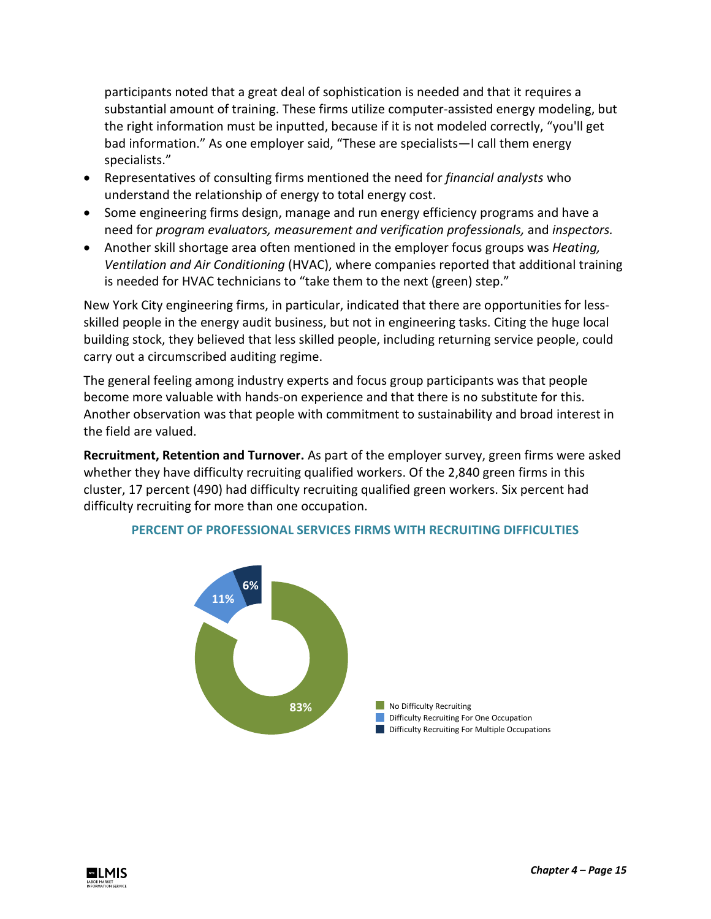participants noted that a great deal of sophistication is needed and that it requires a substantial amount of training. These firms utilize computer-assisted energy modeling, but the right information must be inputted, because if it is not modeled correctly, "you'll get bad information." As one employer said, "These are specialists—I call them energy specialists."

- Representatives of consulting firms mentioned the need for *financial analysts* who understand the relationship of energy to total energy cost.
- Some engineering firms design, manage and run energy efficiency programs and have a need for *program evaluators, measurement and verification professionals,* and *inspectors.*
- Another skill shortage area often mentioned in the employer focus groups was *Heating, Ventilation and Air Conditioning* (HVAC), where companies reported that additional training is needed for HVAC technicians to "take them to the next (green) step."

New York City engineering firms, in particular, indicated that there are opportunities for less-skilled people in the energy audit business, but not in engineering tasks. Citing the huge local building stock, they believed that less skilled people, including returning service people, could carry out a circumscribed auditing regime.

The general feeling among industry experts and focus group participants was that people become more valuable with hands-on experience and that there is no substitute for this. Another observation was that people with commitment to sustainability and broad interest in the field are valued.

**Recruitment, Retention and Turnover.** As part of the employer survey, green firms were asked whether they have difficulty recruiting qualified workers. Of the 2,840 green firms in this cluster, 17 percent (490) had difficulty recruiting qualified green workers. Six percent had difficulty recruiting for more than one occupation.

**PERCENT OF PROFESSIONAL SERVICES FIRMS WITH RECRUITING DIFFICULTIES**

| Category | Percent |
|---|---|
| No Difficulty Recruiting | 83% |
| Difficulty Recruiting For One Occupation | 11% |
| Difficulty Recruiting For Multiple Occupations | 6% |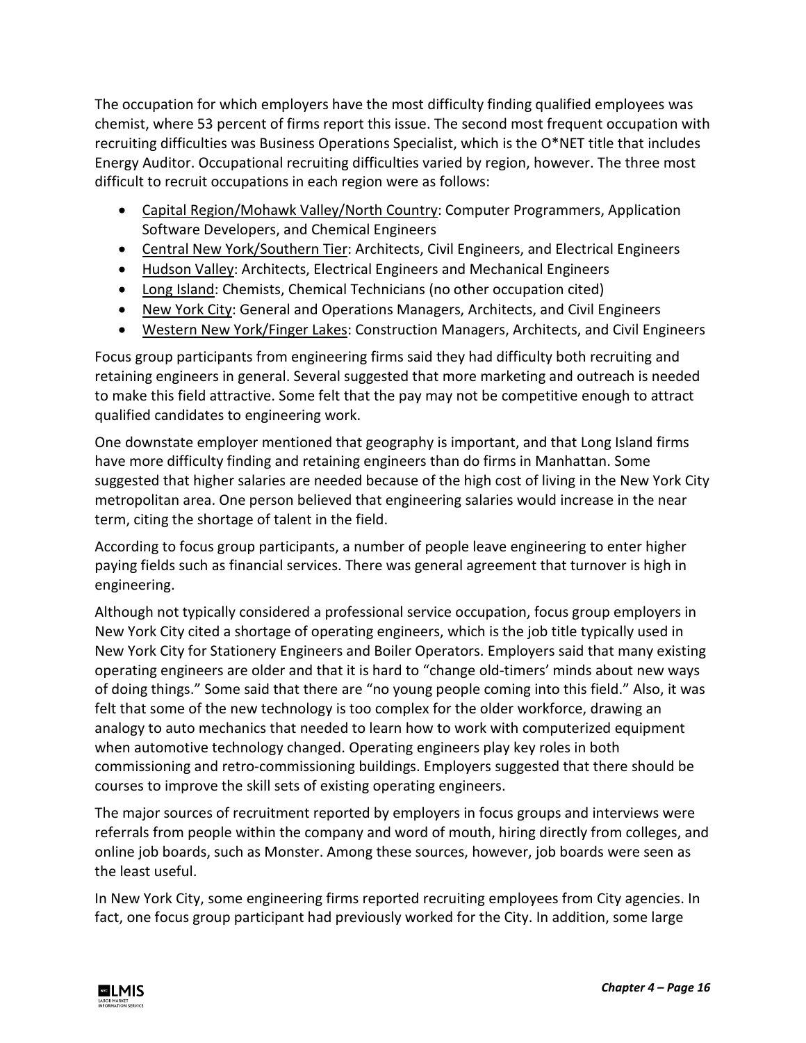The occupation for which employers have the most difficulty finding qualified employees was chemist, where 53 percent of firms report this issue. The second most frequent occupation with recruiting difficulties was Business Operations Specialist, which is the O*NET title that includes Energy Auditor. Occupational recruiting difficulties varied by region, however. The three most difficult to recruit occupations in each region were as follows:

- Capital Region/Mohawk Valley/North Country: Computer Programmers, Application Software Developers, and Chemical Engineers
- Central New York/Southern Tier: Architects, Civil Engineers, and Electrical Engineers
- Hudson Valley: Architects, Electrical Engineers and Mechanical Engineers
- Long Island: Chemists, Chemical Technicians (no other occupation cited)
- New York City: General and Operations Managers, Architects, and Civil Engineers
- Western New York/Finger Lakes: Construction Managers, Architects, and Civil Engineers

Focus group participants from engineering firms said they had difficulty both recruiting and retaining engineers in general. Several suggested that more marketing and outreach is needed to make this field attractive. Some felt that the pay may not be competitive enough to attract qualified candidates to engineering work.

One downstate employer mentioned that geography is important, and that Long Island firms have more difficulty finding and retaining engineers than do firms in Manhattan. Some suggested that higher salaries are needed because of the high cost of living in the New York City metropolitan area. One person believed that engineering salaries would increase in the near term, citing the shortage of talent in the field.

According to focus group participants, a number of people leave engineering to enter higher paying fields such as financial services. There was general agreement that turnover is high in engineering.

Although not typically considered a professional service occupation, focus group employers in New York City cited a shortage of operating engineers, which is the job title typically used in New York City for Stationery Engineers and Boiler Operators. Employers said that many existing operating engineers are older and that it is hard to "change old-timers' minds about new ways of doing things." Some said that there are "no young people coming into this field." Also, it was felt that some of the new technology is too complex for the older workforce, drawing an analogy to auto mechanics that needed to learn how to work with computerized equipment when automotive technology changed. Operating engineers play key roles in both commissioning and retro-commissioning buildings. Employers suggested that there should be courses to improve the skill sets of existing operating engineers.

The major sources of recruitment reported by employers in focus groups and interviews were referrals from people within the company and word of mouth, hiring directly from colleges, and online job boards, such as Monster. Among these sources, however, job boards were seen as the least useful.

In New York City, some engineering firms reported recruiting employees from City agencies. In fact, one focus group participant had previously worked for the City. In addition, some large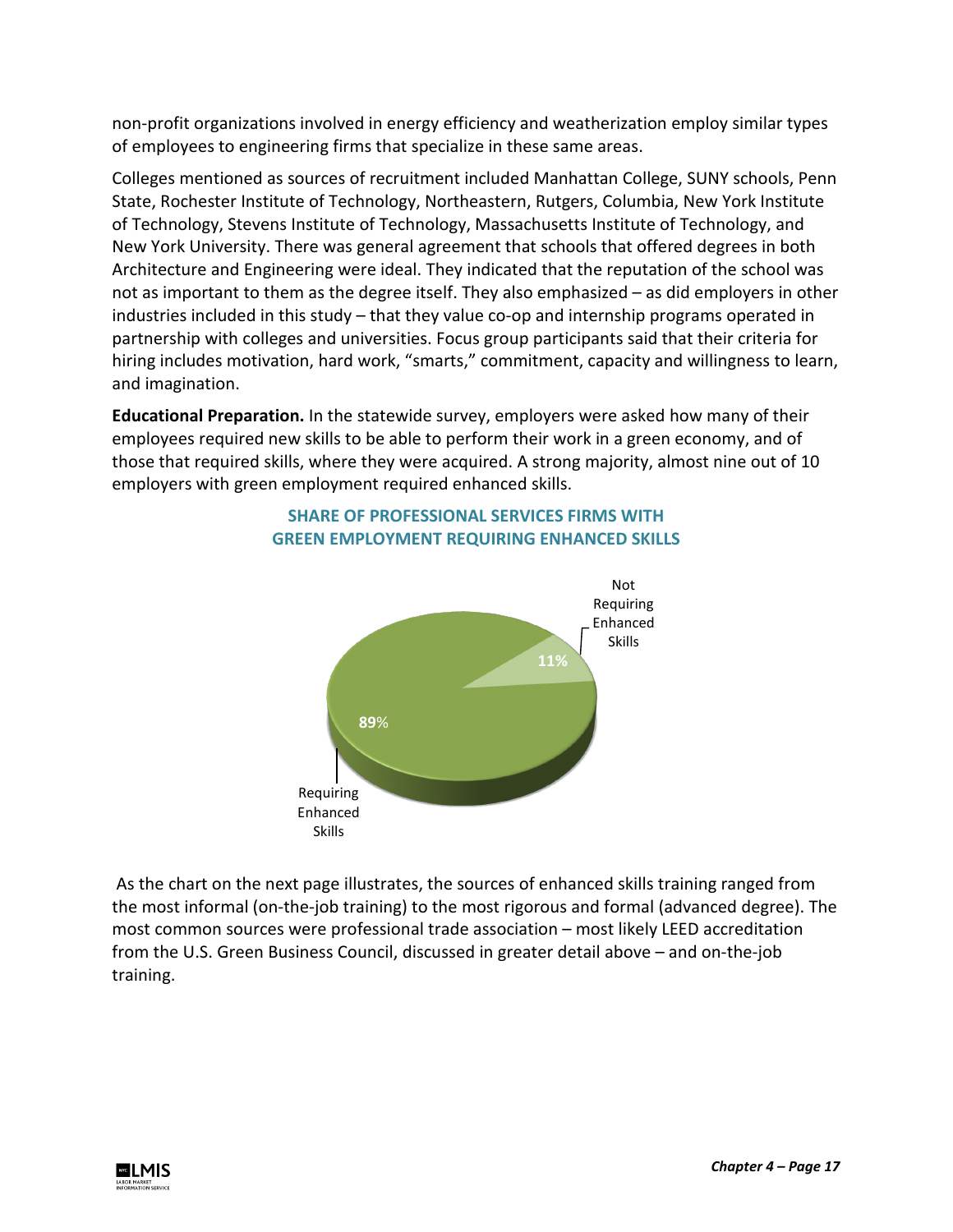non-profit organizations involved in energy efficiency and weatherization employ similar types of employees to engineering firms that specialize in these same areas.

Colleges mentioned as sources of recruitment included Manhattan College, SUNY schools, Penn State, Rochester Institute of Technology, Northeastern, Rutgers, Columbia, New York Institute of Technology, Stevens Institute of Technology, Massachusetts Institute of Technology, and New York University. There was general agreement that schools that offered degrees in both Architecture and Engineering were ideal. They indicated that the reputation of the school was not as important to them as the degree itself. They also emphasized – as did employers in other industries included in this study – that they value co-op and internship programs operated in partnership with colleges and universities. Focus group participants said that their criteria for hiring includes motivation, hard work, "smarts," commitment, capacity and willingness to learn, and imagination.

**Educational Preparation.** In the statewide survey, employers were asked how many of their employees required new skills to be able to perform their work in a green economy, and of those that required skills, where they were acquired. A strong majority, almost nine out of 10 employers with green employment required enhanced skills.

**SHARE OF PROFESSIONAL SERVICES FIRMS WITH GREEN EMPLOYMENT REQUIRING ENHANCED SKILLS**

| Category | Share |
|---|---|
| Requiring Enhanced Skills | 89% |
| Not Requiring Enhanced Skills | 11% |

As the chart on the next page illustrates, the sources of enhanced skills training ranged from the most informal (on-the-job training) to the most rigorous and formal (advanced degree). The most common sources were professional trade association – most likely LEED accreditation from the U.S. Green Business Council, discussed in greater detail above – and on-the-job training.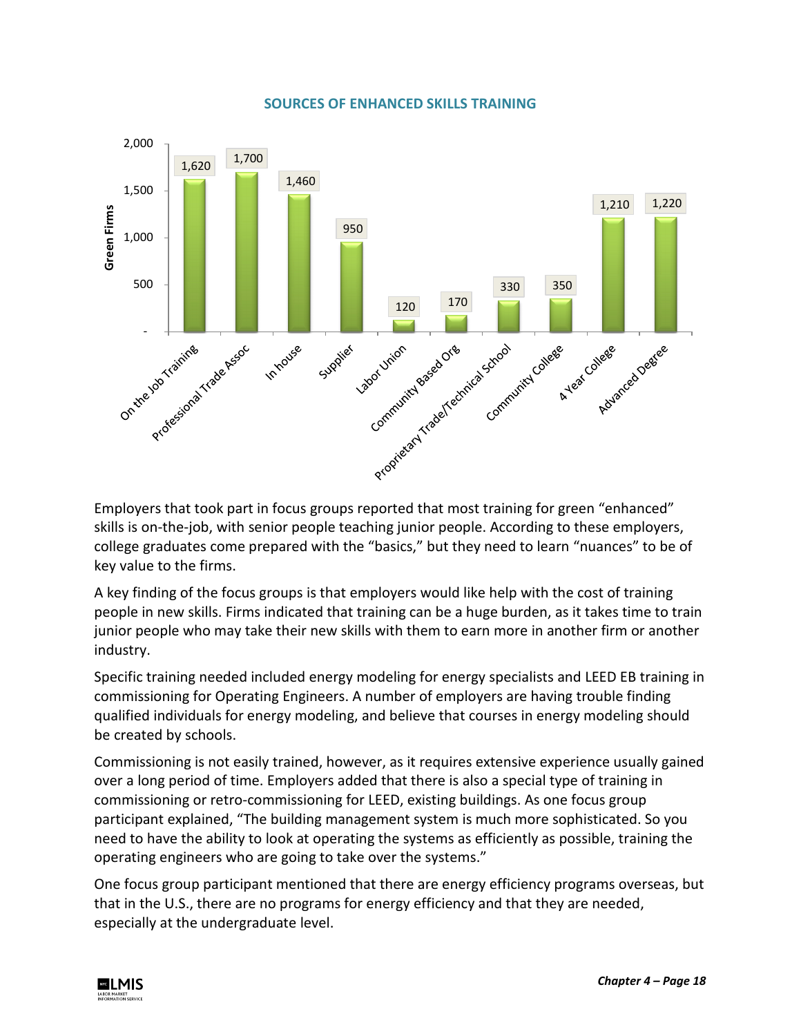## SOURCES OF ENHANCED SKILLS TRAINING

| Source | Green Firms |
|---|---|
| On the Job Training | 1,620 |
| Professional Trade Assoc | 1,700 |
| In house | 1,460 |
| Supplier | 950 |
| Labor Union | 120 |
| Community Based Org | 170 |
| Proprietary Trade/Technical School | 330 |
| Community College | 350 |
| 4 Year College | 1,210 |
| Advanced Degree | 1,220 |

Employers that took part in focus groups reported that most training for green "enhanced" skills is on-the-job, with senior people teaching junior people. According to these employers, college graduates come prepared with the "basics," but they need to learn "nuances" to be of key value to the firms.

A key finding of the focus groups is that employers would like help with the cost of training people in new skills. Firms indicated that training can be a huge burden, as it takes time to train junior people who may take their new skills with them to earn more in another firm or another industry.

Specific training needed included energy modeling for energy specialists and LEED EB training in commissioning for Operating Engineers. A number of employers are having trouble finding qualified individuals for energy modeling, and believe that courses in energy modeling should be created by schools.

Commissioning is not easily trained, however, as it requires extensive experience usually gained over a long period of time. Employers added that there is also a special type of training in commissioning or retro-commissioning for LEED, existing buildings. As one focus group participant explained, "The building management system is much more sophisticated. So you need to have the ability to look at operating the systems as efficiently as possible, training the operating engineers who are going to take over the systems."

One focus group participant mentioned that there are energy efficiency programs overseas, but that in the U.S., there are no programs for energy efficiency and that they are needed, especially at the undergraduate level.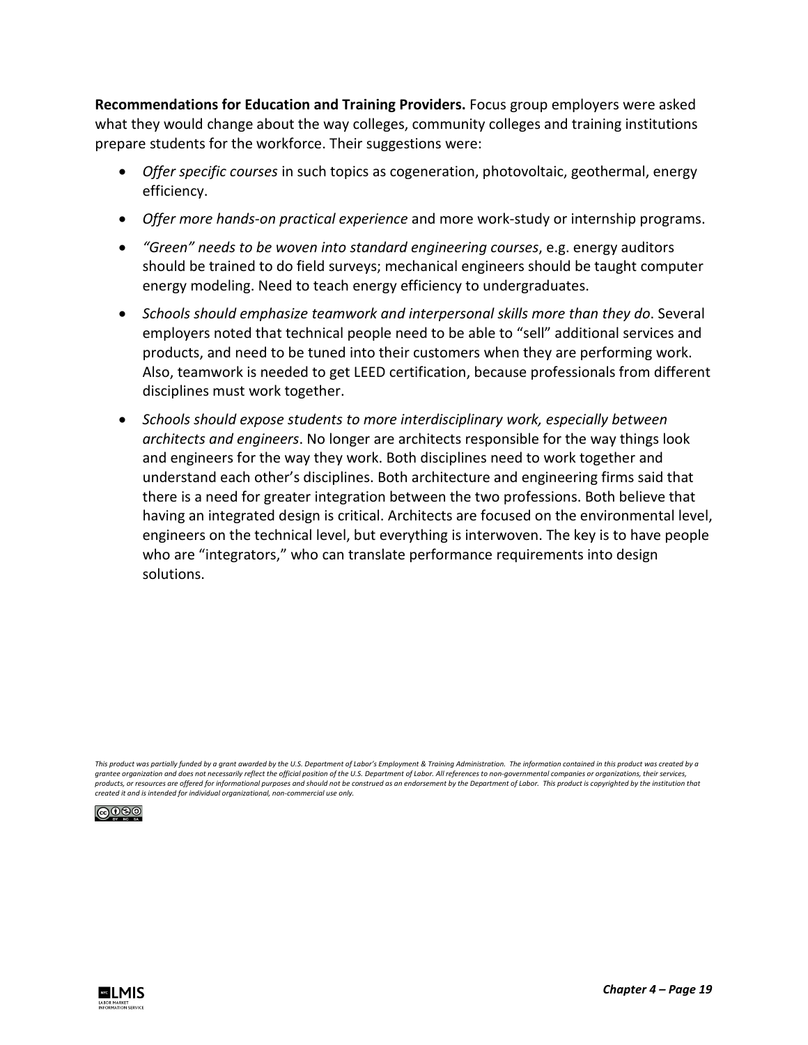**Recommendations for Education and Training Providers.** Focus group employers were asked what they would change about the way colleges, community colleges and training institutions prepare students for the workforce. Their suggestions were:

- *Offer specific courses* in such topics as cogeneration, photovoltaic, geothermal, energy efficiency.
- *Offer more hands-on practical experience* and more work-study or internship programs.
- *"Green" needs to be woven into standard engineering courses*, e.g. energy auditors should be trained to do field surveys; mechanical engineers should be taught computer energy modeling. Need to teach energy efficiency to undergraduates.
- *Schools should emphasize teamwork and interpersonal skills more than they do*. Several employers noted that technical people need to be able to "sell" additional services and products, and need to be tuned into their customers when they are performing work. Also, teamwork is needed to get LEED certification, because professionals from different disciplines must work together.
- *Schools should expose students to more interdisciplinary work, especially between architects and engineers*. No longer are architects responsible for the way things look and engineers for the way they work. Both disciplines need to work together and understand each other's disciplines. Both architecture and engineering firms said that there is a need for greater integration between the two professions. Both believe that having an integrated design is critical. Architects are focused on the environmental level, engineers on the technical level, but everything is interwoven. The key is to have people who are "integrators," who can translate performance requirements into design solutions.

*This product was partially funded by a grant awarded by the U.S. Department of Labor's Employment & Training Administration. The information contained in this product was created by a grantee organization and does not necessarily reflect the official position of the U.S. Department of Labor. All references to non-governmental companies or organizations, their services, products, or resources are offered for informational purposes and should not be construed as an endorsement by the Department of Labor. This product is copyrighted by the institution that created it and is intended for individual organizational, non-commercial use only.*